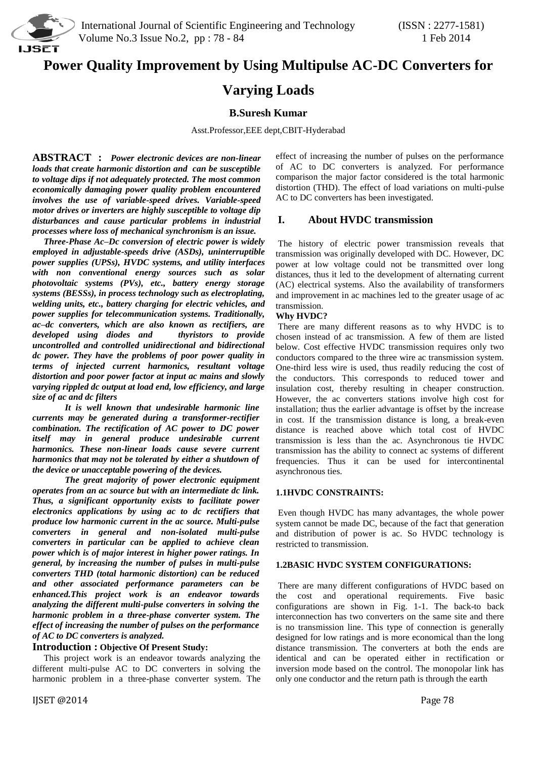# Power Quality Improvement by Using Multipulse AC-DC Converters for Varying Loads

**B.Suresh Kumar**

Asst.Professor,EEE dept,CBIT-Hyderabad

**ABSTRACT :** ***Power electronic devices are non-linear loads that create harmonic distortion and can be susceptible to voltage dips if not adequately protected. The most common economically damaging power quality problem encountered involves the use of variable-speed drives. Variable-speed motor drives or inverters are highly susceptible to voltage dip disturbances and cause particular problems in industrial processes where loss of mechanical synchronism is an issue.***

***Three-Phase Ac–Dc conversion of electric power is widely employed in adjustable-speeds drive (ASDs), uninterruptible power supplies (UPSs), HVDC systems, and utility interfaces with non conventional energy sources such as solar photovoltaic systems (PVs), etc., battery energy storage systems (BESSs), in process technology such as electroplating, welding units, etc., battery charging for electric vehicles, and power supplies for telecommunication systems. Traditionally, ac–dc converters, which are also known as rectifiers, are developed using diodes and thyristors to provide uncontrolled and controlled unidirectional and bidirectional dc power. They have the problems of poor power quality in terms of injected current harmonics, resultant voltage distortion and poor power factor at input ac mains and slowly varying rippled dc output at load end, low efficiency, and large size of ac and dc filters***

***It is well known that undesirable harmonic line currents may be generated during a transformer-rectifier combination. The rectification of AC power to DC power itself may in general produce undesirable current harmonics. These non-linear loads cause severe current harmonics that may not be tolerated by either a shutdown of the device or unacceptable powering of the devices.***

***The great majority of power electronic equipment operates from an ac source but with an intermediate dc link. Thus, a significant opportunity exists to facilitate power electronics applications by using ac to dc rectifiers that produce low harmonic current in the ac source. Multi-pulse converters in general and non-isolated multi-pulse converters in particular can be applied to achieve clean power which is of major interest in higher power ratings. In general, by increasing the number of pulses in multi-pulse converters THD (total harmonic distortion) can be reduced and other associated performance parameters can be enhanced.This project work is an endeavor towards analyzing the different multi-pulse converters in solving the harmonic problem in a three-phase converter system. The effect of increasing the number of pulses on the performance of AC to DC converters is analyzed.***

**Introduction : Objective Of Present Study:**

This project work is an endeavor towards analyzing the different multi-pulse AC to DC converters in solving the harmonic problem in a three-phase converter system. The effect of increasing the number of pulses on the performance of AC to DC converters is analyzed. For performance comparison the major factor considered is the total harmonic distortion (THD). The effect of load variations on multi-pulse AC to DC converters has been investigated.

## I. About HVDC transmission

The history of electric power transmission reveals that transmission was originally developed with DC. However, DC power at low voltage could not be transmitted over long distances, thus it led to the development of alternating current (AC) electrical systems. Also the availability of transformers and improvement in ac machines led to the greater usage of ac transmission.

**Why HVDC?**

There are many different reasons as to why HVDC is to chosen instead of ac transmission. A few of them are listed below. Cost effective HVDC transmission requires only two conductors compared to the three wire ac transmission system. One-third less wire is used, thus readily reducing the cost of the conductors. This corresponds to reduced tower and insulation cost, thereby resulting in cheaper construction. However, the ac converters stations involve high cost for installation; thus the earlier advantage is offset by the increase in cost. If the transmission distance is long, a break-even distance is reached above which total cost of HVDC transmission is less than the ac. Asynchronous tie HVDC transmission has the ability to connect ac systems of different frequencies. Thus it can be used for intercontinental asynchronous ties.

**1.1HVDC CONSTRAINTS:**

Even though HVDC has many advantages, the whole power system cannot be made DC, because of the fact that generation and distribution of power is ac. So HVDC technology is restricted to transmission.

**1.2BASIC HVDC SYSTEM CONFIGURATIONS:**

There are many different configurations of HVDC based on the cost and operational requirements. Five basic configurations are shown in Fig. 1-1. The back-to back interconnection has two converters on the same site and there is no transmission line. This type of connection is generally designed for low ratings and is more economical than the long distance transmission. The converters at both the ends are identical and can be operated either in rectification or inversion mode based on the control. The monopolar link has only one conductor and the return path is through the earth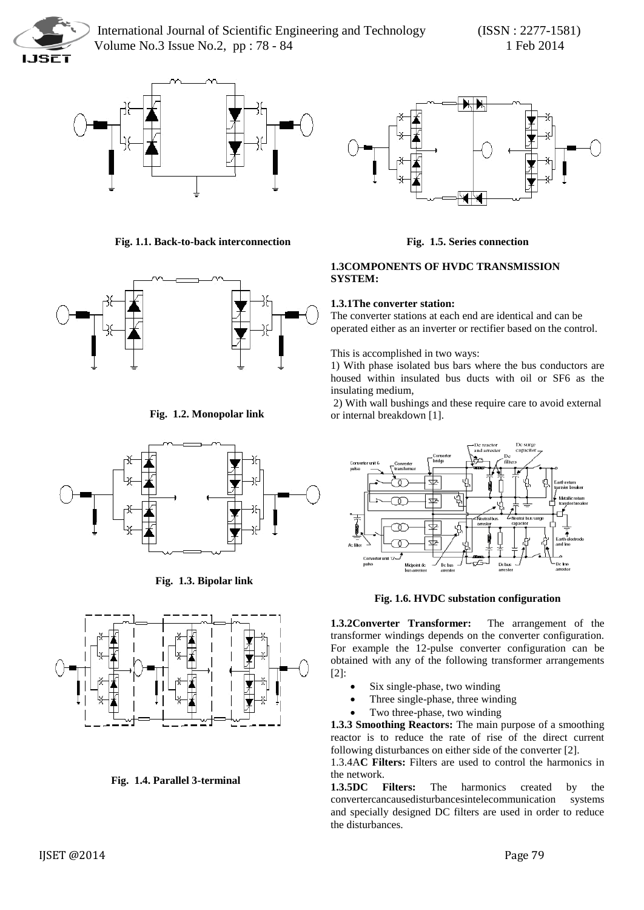Fig. 1.1. Back-to-back interconnection

Fig. 1.2. Monopolar link

Fig. 1.3. Bipolar link

Fig. 1.4. Parallel 3-terminal

Fig. 1.5. Series connection

**1.3COMPONENTS OF HVDC TRANSMISSION SYSTEM:**

**1.3.1The converter station:**

The converter stations at each end are identical and can be operated either as an inverter or rectifier based on the control.

This is accomplished in two ways:

1) With phase isolated bus bars where the bus conductors are housed within insulated bus ducts with oil or SF6 as the insulating medium,

2) With wall bushings and these require care to avoid external or internal breakdown [1].

Fig. 1.6. HVDC substation configuration

**1.3.2Converter Transformer:** The arrangement of the transformer windings depends on the converter configuration. For example the 12-pulse converter configuration can be obtained with any of the following transformer arrangements [2]:

- Six single-phase, two winding
- Three single-phase, three winding
- Two three-phase, two winding

**1.3.3 Smoothing Reactors:** The main purpose of a smoothing reactor is to reduce the rate of rise of the direct current following disturbances on either side of the converter [2].

1.3.4A**C Filters:** Filters are used to control the harmonics in the network.

**1.3.5DC Filters:** The harmonics created by the convertercancausedisturbancesintelecommunication systems and specially designed DC filters are used in order to reduce the disturbances.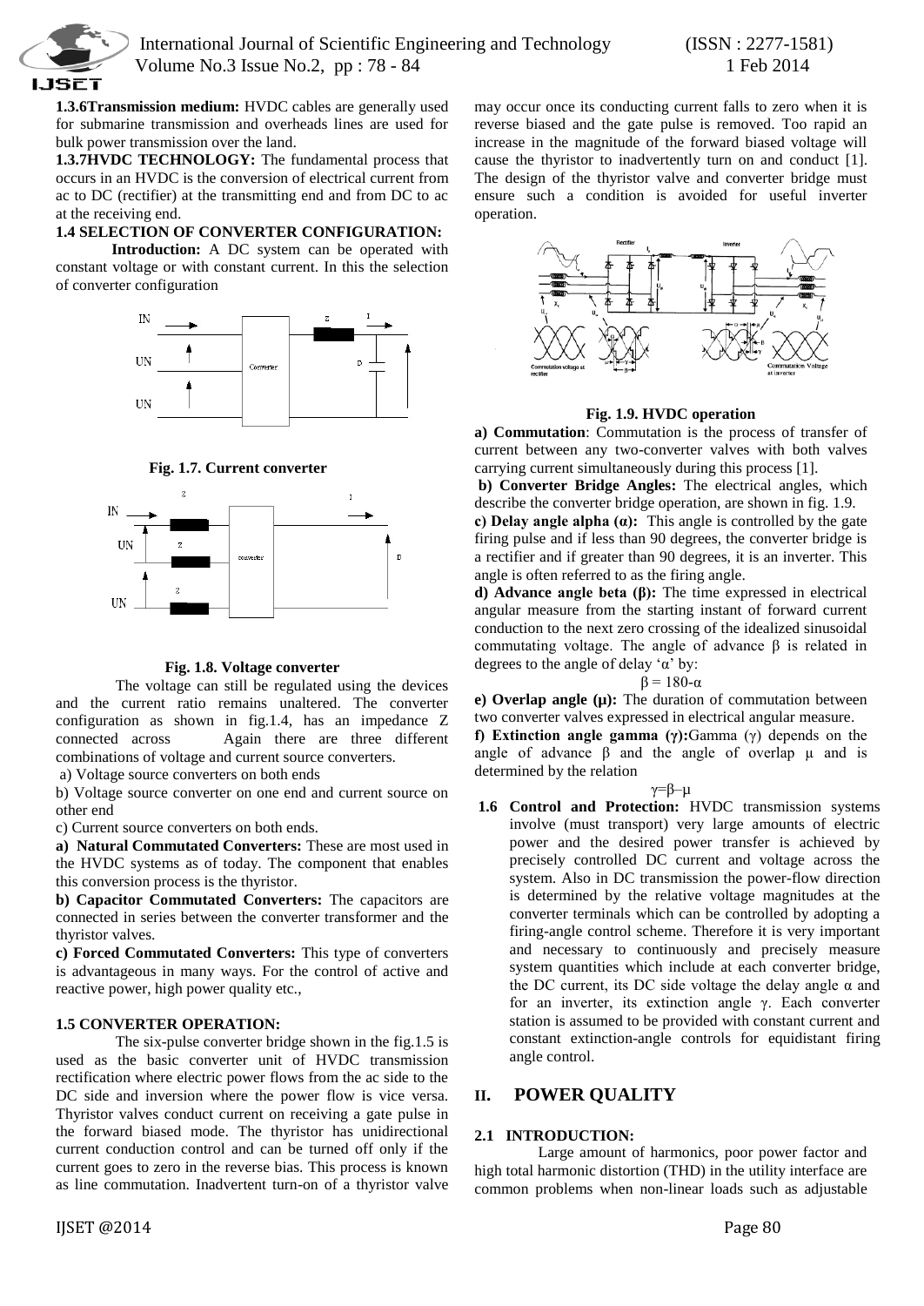**1.3.6Transmission medium:** HVDC cables are generally used for submarine transmission and overheads lines are used for bulk power transmission over the land.

**1.3.7HVDC TECHNOLOGY:** The fundamental process that occurs in an HVDC is the conversion of electrical current from ac to DC (rectifier) at the transmitting end and from DC to ac at the receiving end.

**1.4 SELECTION OF CONVERTER CONFIGURATION:**

**Introduction:** A DC system can be operated with constant voltage or with constant current. In this the selection of converter configuration

**Fig. 1.7. Current converter**

**Fig. 1.8. Voltage converter**

The voltage can still be regulated using the devices and the current ratio remains unaltered. The converter configuration as shown in fig.1.4, has an impedance Z connected across Again there are three different combinations of voltage and current source converters.

a) Voltage source converters on both ends

b) Voltage source converter on one end and current source on other end

c) Current source converters on both ends.

**a) Natural Commutated Converters:** These are most used in the HVDC systems as of today. The component that enables this conversion process is the thyristor.

**b) Capacitor Commutated Converters:** The capacitors are connected in series between the converter transformer and the thyristor valves.

**c) Forced Commutated Converters:** This type of converters is advantageous in many ways. For the control of active and reactive power, high power quality etc.,

**1.5 CONVERTER OPERATION:**

The six-pulse converter bridge shown in the fig.1.5 is used as the basic converter unit of HVDC transmission rectification where electric power flows from the ac side to the DC side and inversion where the power flow is vice versa. Thyristor valves conduct current on receiving a gate pulse in the forward biased mode. The thyristor has unidirectional current conduction control and can be turned off only if the current goes to zero in the reverse bias. This process is known as line commutation. Inadvertent turn-on of a thyristor valve may occur once its conducting current falls to zero when it is reverse biased and the gate pulse is removed. Too rapid an increase in the magnitude of the forward biased voltage will cause the thyristor to inadvertently turn on and conduct [1]. The design of the thyristor valve and converter bridge must ensure such a condition is avoided for useful inverter operation.

**Fig. 1.9. HVDC operation**

**a) Commutation**: Commutation is the process of transfer of current between any two-converter valves with both valves carrying current simultaneously during this process [1].

**b) Converter Bridge Angles:** The electrical angles, which describe the converter bridge operation, are shown in fig. 1.9.

**c) Delay angle alpha (α):** This angle is controlled by the gate firing pulse and if less than 90 degrees, the converter bridge is a rectifier and if greater than 90 degrees, it is an inverter. This angle is often referred to as the firing angle.

**d) Advance angle beta (β):** The time expressed in electrical angular measure from the starting instant of forward current conduction to the next zero crossing of the idealized sinusoidal commutating voltage. The angle of advance β is related in degrees to the angle of delay 'α' by:

$$\beta = 180 - \alpha$$

**e) Overlap angle (μ):** The duration of commutation between two converter valves expressed in electrical angular measure.

**f) Extinction angle gamma (γ):**Gamma (γ) depends on the angle of advance β and the angle of overlap μ and is determined by the relation

$$\gamma = \beta - \mu$$

**1.6 Control and Protection:** HVDC transmission systems involve (must transport) very large amounts of electric power and the desired power transfer is achieved by precisely controlled DC current and voltage across the system. Also in DC transmission the power-flow direction is determined by the relative voltage magnitudes at the converter terminals which can be controlled by adopting a firing-angle control scheme. Therefore it is very important and necessary to continuously and precisely measure system quantities which include at each converter bridge, the DC current, its DC side voltage the delay angle α and for an inverter, its extinction angle γ. Each converter station is assumed to be provided with constant current and constant extinction-angle controls for equidistant firing angle control.

## II. POWER QUALITY

### 2.1 INTRODUCTION:

Large amount of harmonics, poor power factor and high total harmonic distortion (THD) in the utility interface are common problems when non-linear loads such as adjustable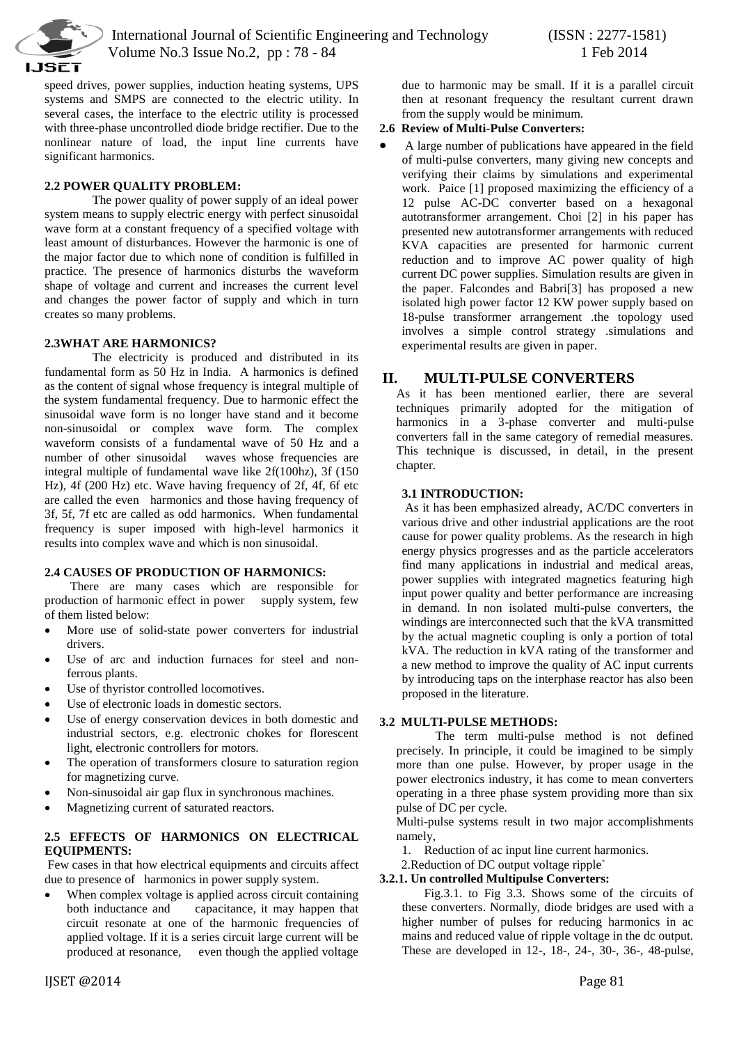speed drives, power supplies, induction heating systems, UPS systems and SMPS are connected to the electric utility. In several cases, the interface to the electric utility is processed with three-phase uncontrolled diode bridge rectifier. Due to the nonlinear nature of load, the input line currents have significant harmonics.

### 2.2 POWER QUALITY PROBLEM:

The power quality of power supply of an ideal power system means to supply electric energy with perfect sinusoidal wave form at a constant frequency of a specified voltage with least amount of disturbances. However the harmonic is one of the major factor due to which none of condition is fulfilled in practice. The presence of harmonics disturbs the waveform shape of voltage and current and increases the current level and changes the power factor of supply and which in turn creates so many problems.

### 2.3WHAT ARE HARMONICS?

The electricity is produced and distributed in its fundamental form as 50 Hz in India. A harmonics is defined as the content of signal whose frequency is integral multiple of the system fundamental frequency. Due to harmonic effect the sinusoidal wave form is no longer have stand and it become non-sinusoidal or complex wave form. The complex waveform consists of a fundamental wave of 50 Hz and a number of other sinusoidal waves whose frequencies are integral multiple of fundamental wave like 2f(100hz), 3f (150 Hz), 4f (200 Hz) etc. Wave having frequency of 2f, 4f, 6f etc are called the even harmonics and those having frequency of 3f, 5f, 7f etc are called as odd harmonics. When fundamental frequency is super imposed with high-level harmonics it results into complex wave and which is non sinusoidal.

### 2.4 CAUSES OF PRODUCTION OF HARMONICS:

There are many cases which are responsible for production of harmonic effect in power supply system, few of them listed below:

- More use of solid-state power converters for industrial drivers.
- Use of arc and induction furnaces for steel and non-ferrous plants.
- Use of thyristor controlled locomotives.
- Use of electronic loads in domestic sectors.
- Use of energy conservation devices in both domestic and industrial sectors, e.g. electronic chokes for florescent light, electronic controllers for motors.
- The operation of transformers closure to saturation region for magnetizing curve.
- Non-sinusoidal air gap flux in synchronous machines.
- Magnetizing current of saturated reactors.

### 2.5 EFFECTS OF HARMONICS ON ELECTRICAL EQUIPMENTS:

Few cases in that how electrical equipments and circuits affect due to presence of harmonics in power supply system.

- When complex voltage is applied across circuit containing both inductance and capacitance, it may happen that circuit resonate at one of the harmonic frequencies of applied voltage. If it is a series circuit large current will be produced at resonance, even though the applied voltage due to harmonic may be small. If it is a parallel circuit then at resonant frequency the resultant current drawn from the supply would be minimum.

### 2.6 Review of Multi-Pulse Converters:

- A large number of publications have appeared in the field of multi-pulse converters, many giving new concepts and verifying their claims by simulations and experimental work. Paice [1] proposed maximizing the efficiency of a 12 pulse AC-DC converter based on a hexagonal autotransformer arrangement. Choi [2] in his paper has presented new autotransformer arrangements with reduced KVA capacities are presented for harmonic current reduction and to improve AC power quality of high current DC power supplies. Simulation results are given in the paper. Falcondes and Babri[3] has proposed a new isolated high power factor 12 KW power supply based on 18-pulse transformer arrangement .the topology used involves a simple control strategy .simulations and experimental results are given in paper.

## II. MULTI-PULSE CONVERTERS

As it has been mentioned earlier, there are several techniques primarily adopted for the mitigation of harmonics in a 3-phase converter and multi-pulse converters fall in the same category of remedial measures. This technique is discussed, in detail, in the present chapter.

### 3.1 INTRODUCTION:

As it has been emphasized already, AC/DC converters in various drive and other industrial applications are the root cause for power quality problems. As the research in high energy physics progresses and as the particle accelerators find many applications in industrial and medical areas, power supplies with integrated magnetics featuring high input power quality and better performance are increasing in demand. In non isolated multi-pulse converters, the windings are interconnected such that the kVA transmitted by the actual magnetic coupling is only a portion of total kVA. The reduction in kVA rating of the transformer and a new method to improve the quality of AC input currents by introducing taps on the interphase reactor has also been proposed in the literature.

### 3.2 MULTI-PULSE METHODS:

The term multi-pulse method is not defined precisely. In principle, it could be imagined to be simply more than one pulse. However, by proper usage in the power electronics industry, it has come to mean converters operating in a three phase system providing more than six pulse of DC per cycle.

Multi-pulse systems result in two major accomplishments namely,

1. Reduction of ac input line current harmonics.
2. Reduction of DC output voltage ripple`

#### 3.2.1. Un controlled Multipulse Converters:

Fig.3.1. to Fig 3.3. Shows some of the circuits of these converters. Normally, diode bridges are used with a higher number of pulses for reducing harmonics in ac mains and reduced value of ripple voltage in the dc output. These are developed in 12-, 18-, 24-, 30-, 36-, 48-pulse,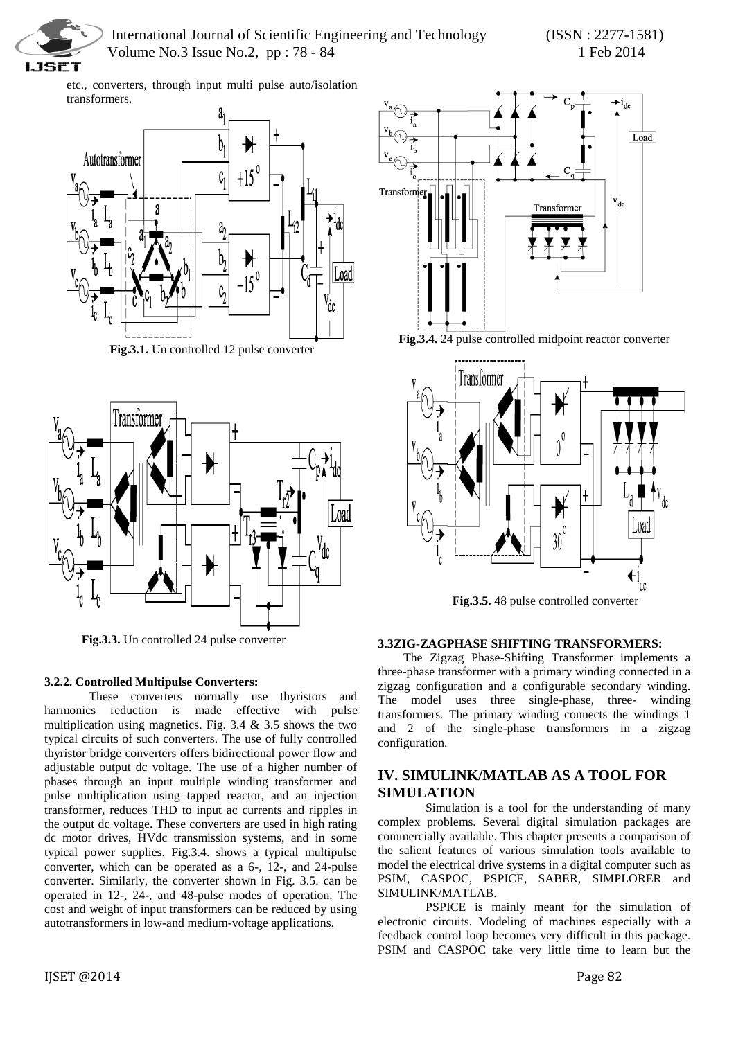etc., converters, through input multi pulse auto/isolation transformers.

**Fig.3.1.** Un controlled 12 pulse converter

**Fig.3.3.** Un controlled 24 pulse converter

### 3.2.2. Controlled Multipulse Converters:

These converters normally use thyristors and harmonics reduction is made effective with pulse multiplication using magnetics. Fig. 3.4 & 3.5 shows the two typical circuits of such converters. The use of fully controlled thyristor bridge converters offers bidirectional power flow and adjustable output dc voltage. The use of a higher number of phases through an input multiple winding transformer and pulse multiplication using tapped reactor, and an injection transformer, reduces THD to input ac currents and ripples in the output dc voltage. These converters are used in high rating dc motor drives, HVdc transmission systems, and in some typical power supplies. Fig.3.4. shows a typical multipulse converter, which can be operated as a 6-, 12-, and 24-pulse converter. Similarly, the converter shown in Fig. 3.5. can be operated in 12-, 24-, and 48-pulse modes of operation. The cost and weight of input transformers can be reduced by using autotransformers in low-and medium-voltage applications.

**Fig.3.4.** 24 pulse controlled midpoint reactor converter

**Fig.3.5.** 48 pulse controlled converter

### 3.3ZIG-ZAGPHASE SHIFTING TRANSFORMERS:

The Zigzag Phase-Shifting Transformer implements a three-phase transformer with a primary winding connected in a zigzag configuration and a configurable secondary winding. The model uses three single-phase, three- winding transformers. The primary winding connects the windings 1 and 2 of the single-phase transformers in a zigzag configuration.

## IV. SIMULINK/MATLAB AS A TOOL FOR SIMULATION

Simulation is a tool for the understanding of many complex problems. Several digital simulation packages are commercially available. This chapter presents a comparison of the salient features of various simulation tools available to model the electrical drive systems in a digital computer such as PSIM, CASPOC, PSPICE, SABER, SIMPLORER and SIMULINK/MATLAB.

PSPICE is mainly meant for the simulation of electronic circuits. Modeling of machines especially with a feedback control loop becomes very difficult in this package. PSIM and CASPOC take very little time to learn but the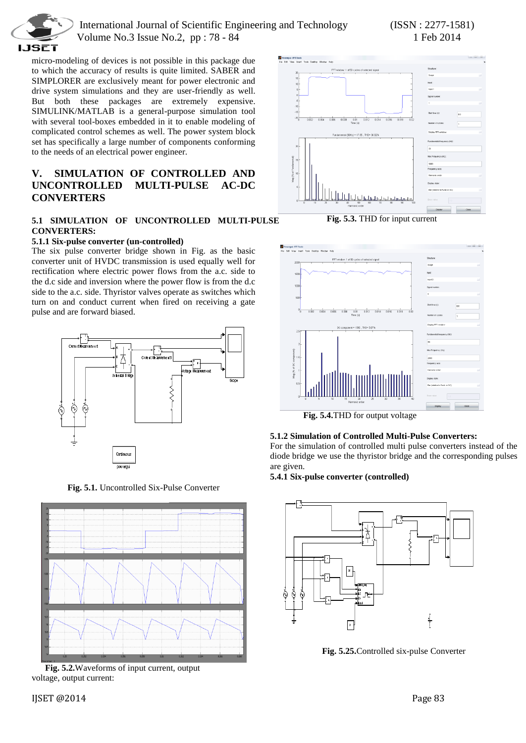micro-modeling of devices is not possible in this package due to which the accuracy of results is quite limited. SABER and SIMPLORER are exclusively meant for power electronic and drive system simulations and they are user-friendly as well. But both these packages are extremely expensive. SIMULINK/MATLAB is a general-purpose simulation tool with several tool-boxes embedded in it to enable modeling of complicated control schemes as well. The power system block set has specifically a large number of components conforming to the needs of an electrical power engineer.

## V. SIMULATION OF CONTROLLED AND UNCONTROLLED MULTI-PULSE AC-DC CONVERTERS

### 5.1 SIMULATION OF UNCONTROLLED MULTI-PULSE CONVERTERS:

#### 5.1.1 Six-pulse converter (un-controlled)

The six pulse converter bridge shown in Fig. as the basic converter unit of HVDC transmission is used equally well for rectification where electric power flows from the a.c. side to the d.c side and inversion where the power flow is from the d.c side to the a.c. side. Thyristor valves operate as switches which turn on and conduct current when fired on receiving a gate pulse and are forward biased.

**Fig. 5.1.** Uncontrolled Six-Pulse Converter

**Fig. 5.2.** Waveforms of input current, output voltage, output current:

**Fig. 5.3.** THD for input current

**Fig. 5.4.** THD for output voltage

#### 5.1.2 Simulation of Controlled Multi-Pulse Converters:

For the simulation of controlled multi pulse converters instead of the diode bridge we use the thyristor bridge and the corresponding pulses are given.

#### 5.4.1 Six-pulse converter (controlled)

**Fig. 5.25.** Controlled six-pulse Converter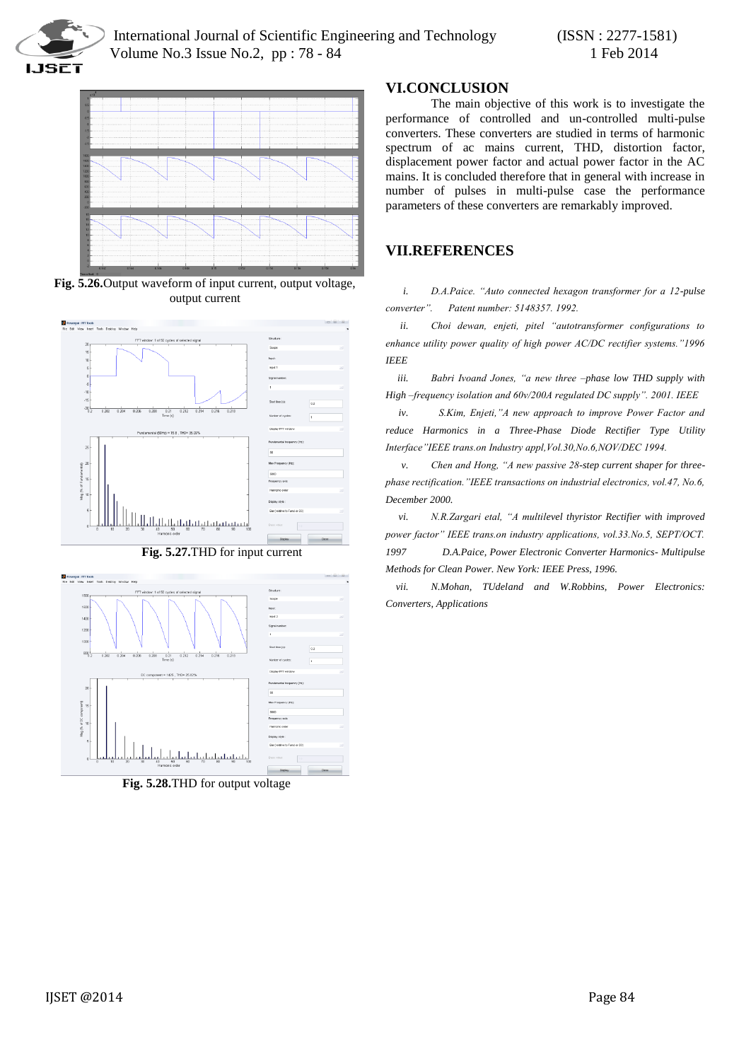Fig. 5.26.Output waveform of input current, output voltage, output current

FFT window: 1 of 50 cycles of selected signal

Fundamental (50Hz) = 16.8 , THD= 35.33%

Fig. 5.27.THD for input current

FFT window: 1 of 50 cycles of selected signal

DC component = 1425 , THD= 20.62%

Fig. 5.28.THD for output voltage

## VI.CONCLUSION

The main objective of this work is to investigate the performance of controlled and un-controlled multi-pulse converters. These converters are studied in terms of harmonic spectrum of ac mains current, THD, distortion factor, displacement power factor and actual power factor in the AC mains. It is concluded therefore that in general with increase in number of pulses in multi-pulse case the performance parameters of these converters are remarkably improved.

## VII.REFERENCES

i. *D.A.Paice. "Auto connected hexagon transformer for a 12-pulse converter". Patent number: 5148357. 1992.*

ii. *Choi dewan, enjeti, pitel "autotransformer configurations to enhance utility power quality of high power AC/DC rectifier systems."1996 IEEE*

iii. *Babri Ivoand Jones, "a new three –phase low THD supply with High –frequency isolation and 60v/200A regulated DC supply". 2001. IEEE*

iv. *S.Kim, Enjeti,"A new approach to improve Power Factor and reduce Harmonics in a Three-Phase Diode Rectifier Type Utility Interface"IEEE trans.on Industry appl,Vol.30,No.6,NOV/DEC 1994.*

v. *Chen and Hong, "A new passive 28-step current shaper for three-phase rectification."IEEE transactions on industrial electronics, vol.47, No.6, December 2000.*

vi. *N.R.Zargari etal, "A multilevel thyristor Rectifier with improved power factor" IEEE trans.on industry applications, vol.33.No.5, SEPT/OCT. 1997 D.A.Paice, Power Electronic Converter Harmonics- Multipulse Methods for Clean Power. New York: IEEE Press, 1996.*

vii. *N.Mohan, TUdeland and W.Robbins, Power Electronics: Converters, Applications*